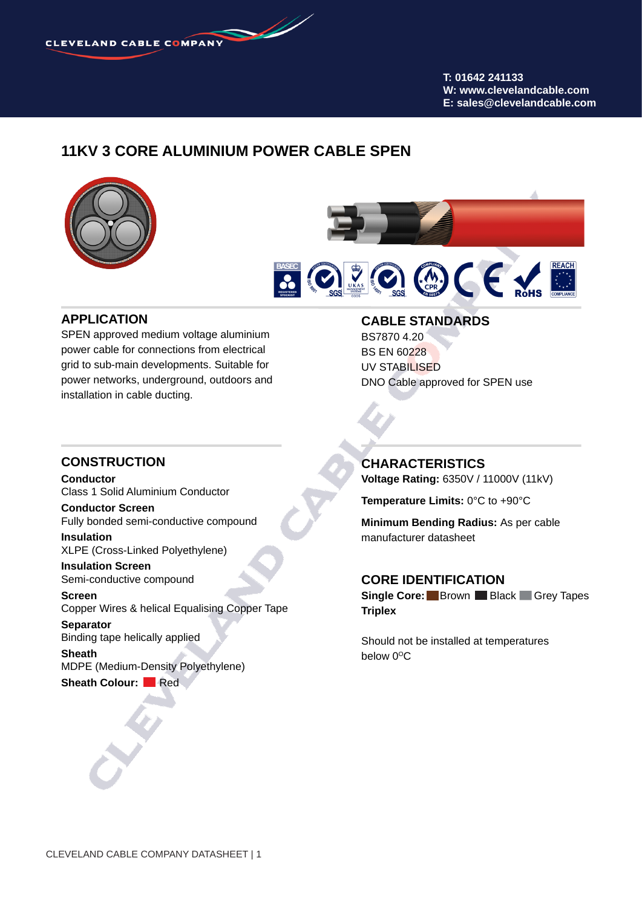CLEVELAND CABLE COMPANY

T: 01642 241133
W: www.clevelandcable.com
E: sales@clevelandcable.com

# 11KV 3 CORE ALUMINIUM POWER CABLE SPEN

## APPLICATION

SPEN approved medium voltage aluminium power cable for connections from electrical grid to sub-main developments. Suitable for power networks, underground, outdoors and installation in cable ducting.

## CABLE STANDARDS

BS7870 4.20
BS EN 60228
UV STABILISED
DNO Cable approved for SPEN use

## CONSTRUCTION

**Conductor**
Class 1 Solid Aluminium Conductor

**Conductor Screen**
Fully bonded semi-conductive compound

**Insulation**
XLPE (Cross-Linked Polyethylene)

**Insulation Screen**
Semi-conductive compound

**Screen**
Copper Wires & helical Equalising Copper Tape

**Separator**
Binding tape helically applied

**Sheath**
MDPE (Medium-Density Polyethylene)

**Sheath Colour:** Red

## CHARACTERISTICS

**Voltage Rating:** 6350V / 11000V (11kV)

**Temperature Limits:** 0°C to +90°C

**Minimum Bending Radius:** As per cable manufacturer datasheet

## CORE IDENTIFICATION

**Single Core:** Brown Black Grey Tapes
**Triplex**

Should not be installed at temperatures below 0°C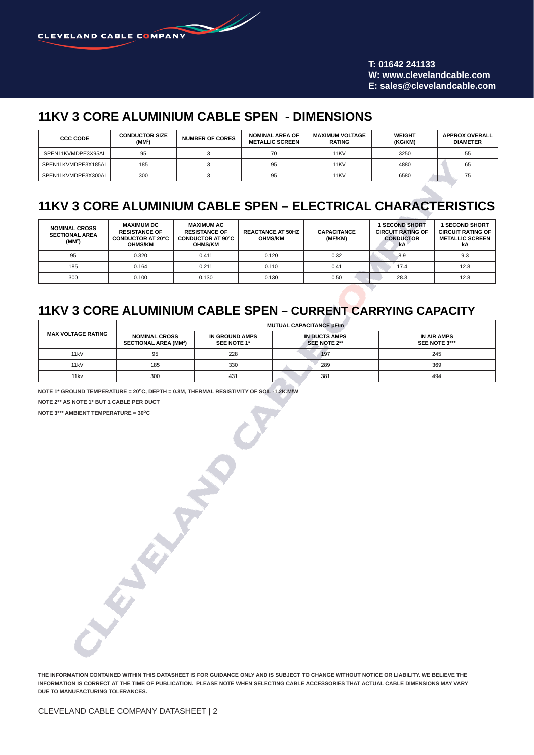## 11KV 3 CORE ALUMINIUM CABLE SPEN - DIMENSIONS

| CCC CODE | CONDUCTOR SIZE ($MM^2$) | NUMBER OF CORES | NOMINAL AREA OF METALLIC SCREEN | MAXIMUM VOLTAGE RATING | WEIGHT (KG/KM) | APPROX OVERALL DIAMETER |
|---|---|---|---|---|---|---|
| SPEN11KVMDPE3X95AL | 95 | 3 | 70 | 11KV | 3250 | 55 |
| SPEN11KVMDPE3X185AL | 185 | 3 | 95 | 11KV | 4880 | 65 |
| SPEN11KVMDPE3X300AL | 300 | 3 | 95 | 11KV | 6580 | 75 |

## 11KV 3 CORE ALUMINIUM CABLE SPEN – ELECTRICAL CHARACTERISTICS

| NOMINAL CROSS SECTIONAL AREA ($MM^2$) | MAXIMUM DC RESISTANCE OF CONDUCTOR AT 20°C OHMS/KM | MAXIMUM AC RESISTANCE OF CONDUCTOR AT 90°C OHMS/KM | REACTANCE AT 50HZ OHMS/KM | CAPACITANCE (MF/KM) | 1 SECOND SHORT CIRCUIT RATING OF CONDUCTOR kA | 1 SECOND SHORT CIRCUIT RATING OF METALLIC SCREEN kA |
|---|---|---|---|---|---|---|
| 95 | 0.320 | 0.411 | 0.120 | 0.32 | 8.9 | 9.3 |
| 185 | 0.164 | 0.211 | 0.110 | 0.41 | 17.4 | 12.8 |
| 300 | 0.100 | 0.130 | 0.130 | 0.50 | 28.3 | 12.8 |

## 11KV 3 CORE ALUMINIUM CABLE SPEN – CURRENT CARRYING CAPACITY

| MAX VOLTAGE RATING | MUTUAL CAPACITANCE pF/m | | | |
|---|---|---|---|---|
| | NOMINAL CROSS SECTIONAL AREA ($MM^2$) | IN GROUND AMPS SEE NOTE 1* | IN DUCTS AMPS SEE NOTE 2** | IN AIR AMPS SEE NOTE 3*** |
| 11kV | 95 | 228 | 197 | 245 |
| 11kV | 185 | 330 | 289 | 369 |
| 11kv | 300 | 431 | 381 | 494 |

NOTE 1* GROUND TEMPERATURE = 20°C, DEPTH = 0.8M, THERMAL RESISTIVITY OF SOIL -1.2K.M/W

NOTE 2** AS NOTE 1* BUT 1 CABLE PER DUCT

NOTE 3*** AMBIENT TEMPERATURE = 30°C

THE INFORMATION CONTAINED WITHIN THIS DATASHEET IS FOR GUIDANCE ONLY AND IS SUBJECT TO CHANGE WITHOUT NOTICE OR LIABILITY. WE BELIEVE THE INFORMATION IS CORRECT AT THE TIME OF PUBLICATION. PLEASE NOTE WHEN SELECTING CABLE ACCESSORIES THAT ACTUAL CABLE DIMENSIONS MAY VARY DUE TO MANUFACTURING TOLERANCES.